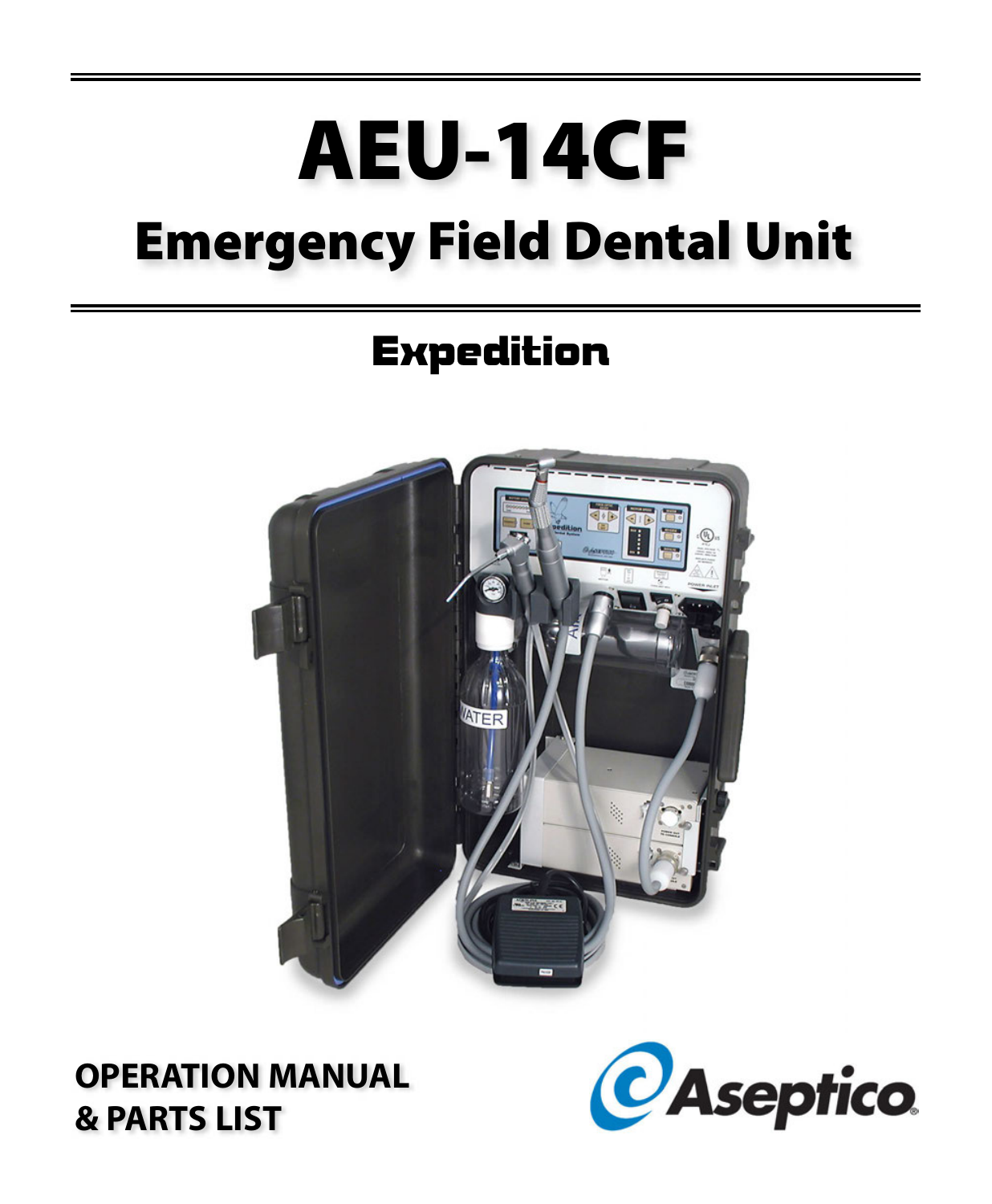# AEU-14CF

## Emergency Field Dental Unit

### Expedition

**OPERATION MANUAL**
**& PARTS LIST**

Aseptico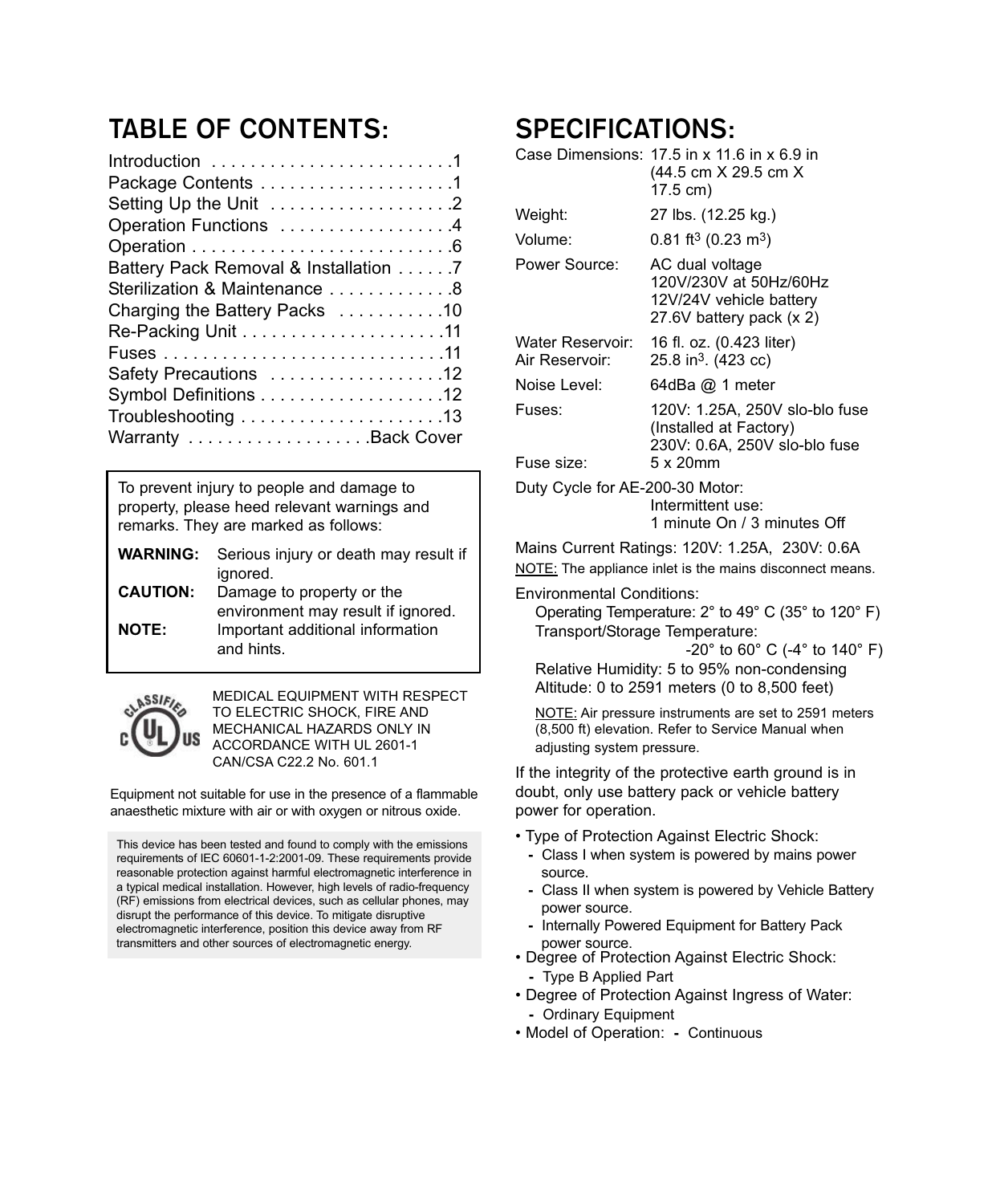## TABLE OF CONTENTS:

| | |
|---|---|
| Introduction | 1 |
| Package Contents | 1 |
| Setting Up the Unit | 2 |
| Operation Functions | 4 |
| Operation | 6 |
| Battery Pack Removal & Installation | 7 |
| Sterilization & Maintenance | 8 |
| Charging the Battery Packs | 10 |
| Re-Packing Unit | 11 |
| Fuses | 11 |
| Safety Precautions | 12 |
| Symbol Definitions | 12 |
| Troubleshooting | 13 |
| Warranty | Back Cover |

To prevent injury to people and damage to property, please heed relevant warnings and remarks. They are marked as follows:

**WARNING:** Serious injury or death may result if ignored.
**CAUTION:** Damage to property or the environment may result if ignored.
**NOTE:** Important additional information and hints.

MEDICAL EQUIPMENT WITH RESPECT TO ELECTRIC SHOCK, FIRE AND MECHANICAL HAZARDS ONLY IN ACCORDANCE WITH UL 2601-1 CAN/CSA C22.2 No. 601.1

Equipment not suitable for use in the presence of a flammable anaesthetic mixture with air or with oxygen or nitrous oxide.

This device has been tested and found to comply with the emissions requirements of IEC 60601-1-2:2001-09. These requirements provide reasonable protection against harmful electromagnetic interference in a typical medical installation. However, high levels of radio-frequency (RF) emissions from electrical devices, such as cellular phones, may disrupt the performance of this device. To mitigate disruptive electromagnetic interference, position this device away from RF transmitters and other sources of electromagnetic energy.

## SPECIFICATIONS:

| | |
|---|---|
| Case Dimensions: | 17.5 in x 11.6 in x 6.9 in (44.5 cm X 29.5 cm X 17.5 cm) |
| Weight: | 27 lbs. (12.25 kg.) |
| Volume: | 0.81 ft$^3$ (0.23 m$^3$) |
| Power Source: | AC dual voltage 120V/230V at 50Hz/60Hz<br>12V/24V vehicle battery<br>27.6V battery pack (x 2) |
| Water Reservoir: | 16 fl. oz. (0.423 liter) |
| Air Reservoir: | 25.8 in$^3$. (423 cc) |
| Noise Level: | 64dBa @ 1 meter |
| Fuses: | 120V: 1.25A, 250V slo-blo fuse (Installed at Factory)<br>230V: 0.6A, 250V slo-blo fuse |
| Fuse size: | 5 x 20mm |

Duty Cycle for AE-200-30 Motor:
Intermittent use:
1 minute On / 3 minutes Off

Mains Current Ratings: 120V: 1.25A, 230V: 0.6A
NOTE: The appliance inlet is the mains disconnect means.

Environmental Conditions:
- Operating Temperature: 2° to 49° C (35° to 120° F)
- Transport/Storage Temperature: -20° to 60° C (-4° to 140° F)
- Relative Humidity: 5 to 95% non-condensing
- Altitude: 0 to 2591 meters (0 to 8,500 feet)

NOTE: Air pressure instruments are set to 2591 meters (8,500 ft) elevation. Refer to Service Manual when adjusting system pressure.

If the integrity of the protective earth ground is in doubt, only use battery pack or vehicle battery power for operation.

- Type of Protection Against Electric Shock:
  - Class I when system is powered by mains power source.
  - Class II when system is powered by Vehicle Battery power source.
  - Internally Powered Equipment for Battery Pack power source.
- Degree of Protection Against Electric Shock:
  - Type B Applied Part
- Degree of Protection Against Ingress of Water:
  - Ordinary Equipment
- Model of Operation: - Continuous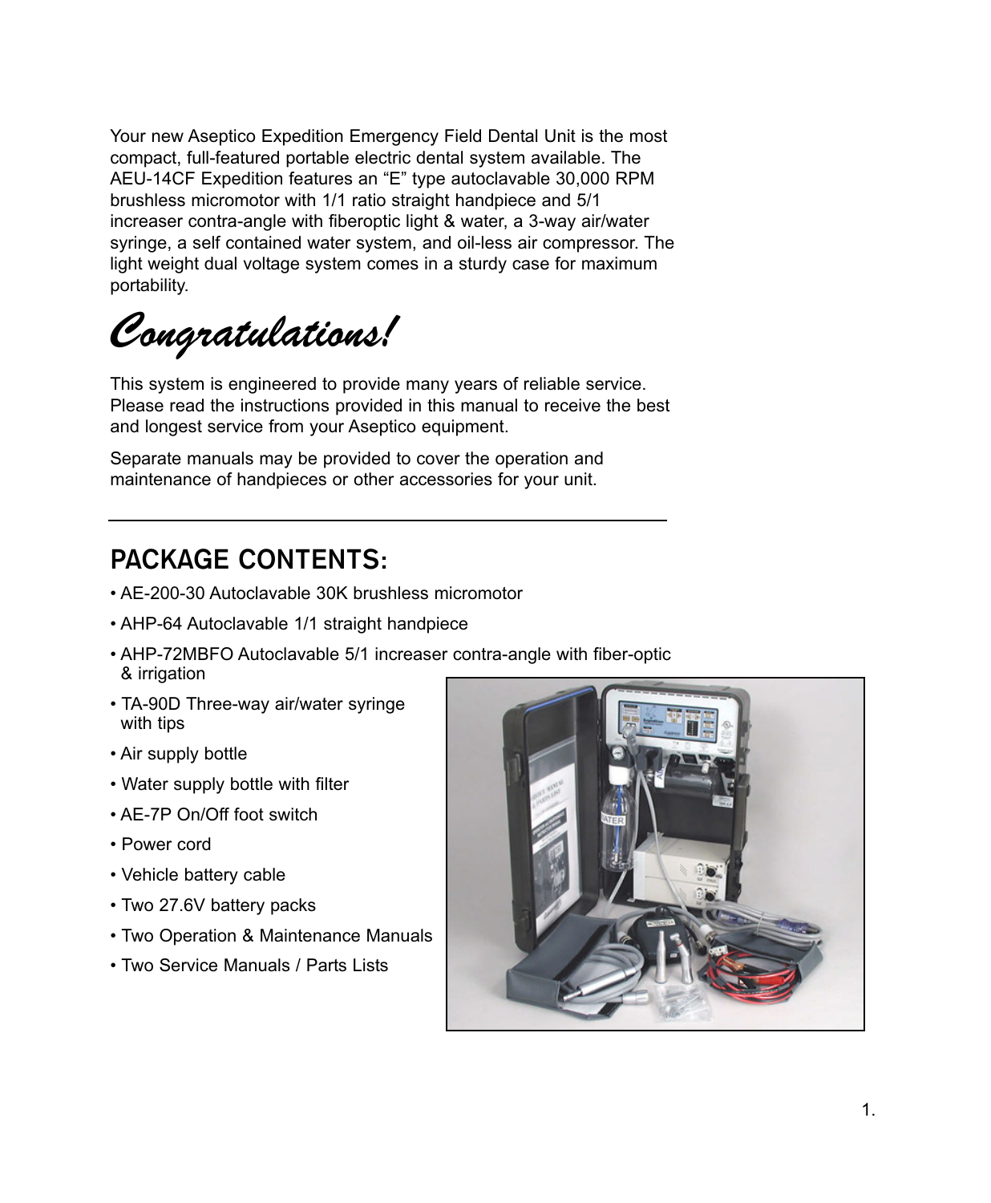Your new Aseptico Expedition Emergency Field Dental Unit is the most compact, full-featured portable electric dental system available. The AEU-14CF Expedition features an “E” type autoclavable 30,000 RPM brushless micromotor with 1/1 ratio straight handpiece and 5/1 increaser contra-angle with fiberoptic light & water, a 3-way air/water syringe, a self contained water system, and oil-less air compressor. The light weight dual voltage system comes in a sturdy case for maximum portability.

*Congratulations!*

This system is engineered to provide many years of reliable service. Please read the instructions provided in this manual to receive the best and longest service from your Aseptico equipment.

Separate manuals may be provided to cover the operation and maintenance of handpieces or other accessories for your unit.

---

## PACKAGE CONTENTS:

- AE-200-30 Autoclavable 30K brushless micromotor
- AHP-64 Autoclavable 1/1 straight handpiece
- AHP-72MBFO Autoclavable 5/1 increaser contra-angle with fiber-optic & irrigation
- TA-90D Three-way air/water syringe with tips
- Air supply bottle
- Water supply bottle with filter
- AE-7P On/Off foot switch
- Power cord
- Vehicle battery cable
- Two 27.6V battery packs
- Two Operation & Maintenance Manuals
- Two Service Manuals / Parts Lists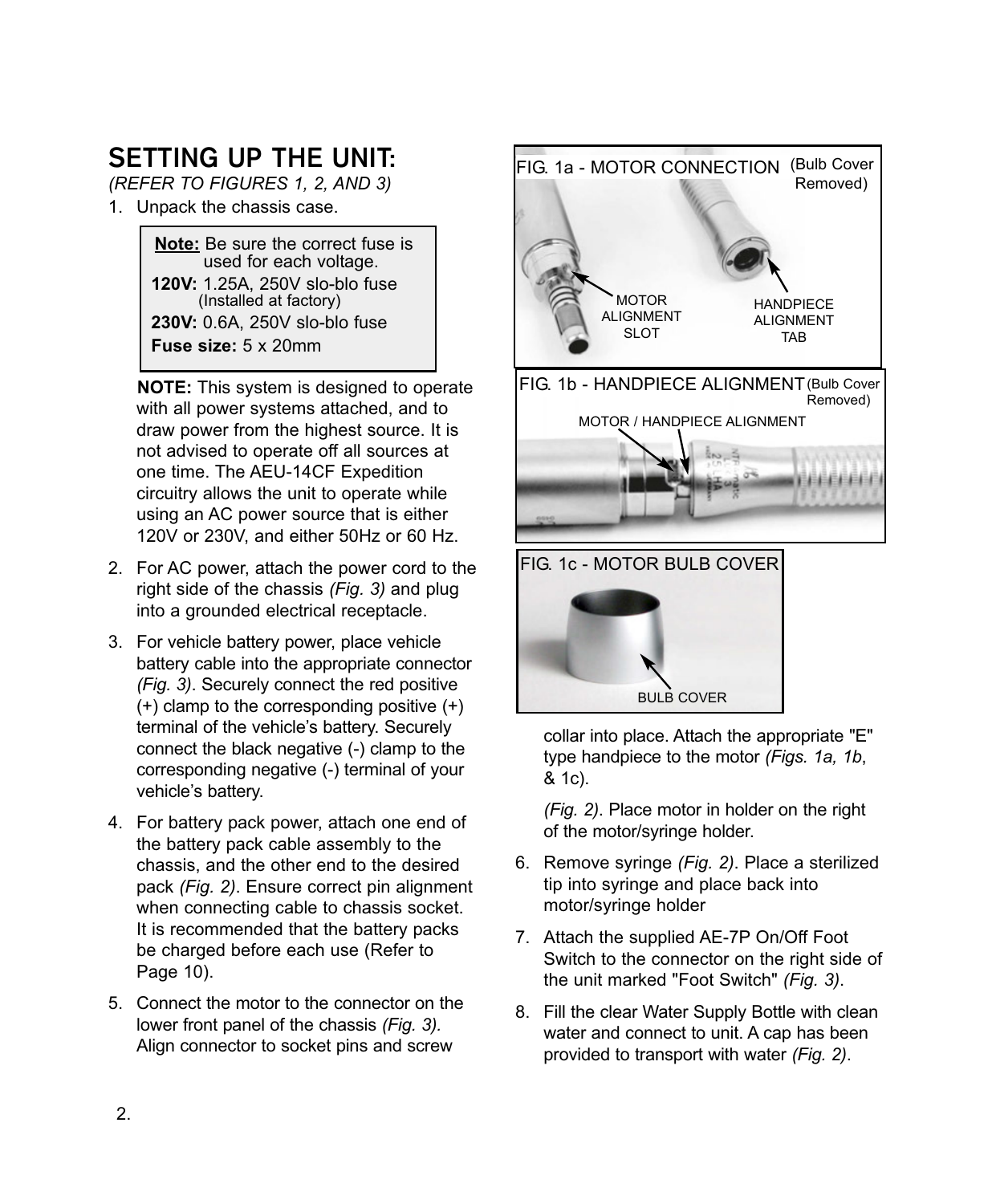## SETTING UP THE UNIT:

*(REFER TO FIGURES 1, 2, AND 3)*

1. Unpack the chassis case.

> **Note:** Be sure the correct fuse is used for each voltage.
> **120V:** 1.25A, 250V slo-blo fuse (Installed at factory)
> **230V:** 0.6A, 250V slo-blo fuse
> **Fuse size:** 5 x 20mm

**NOTE:** This system is designed to operate with all power systems attached, and to draw power from the highest source. It is not advised to operate off all sources at one time. The AEU-14CF Expedition circuitry allows the unit to operate while using an AC power source that is either 120V or 230V, and either 50Hz or 60 Hz.

2. For AC power, attach the power cord to the right side of the chassis *(Fig. 3)* and plug into a grounded electrical receptacle.

3. For vehicle battery power, place vehicle battery cable into the appropriate connector *(Fig. 3)*. Securely connect the red positive (+) clamp to the corresponding positive (+) terminal of the vehicle's battery. Securely connect the black negative (-) clamp to the corresponding negative (-) terminal of your vehicle's battery.

4. For battery pack power, attach one end of the battery pack cable assembly to the chassis, and the other end to the desired pack *(Fig. 2)*. Ensure correct pin alignment when connecting cable to chassis socket. It is recommended that the battery packs be charged before each use (Refer to Page 10).

5. Connect the motor to the connector on the lower front panel of the chassis *(Fig. 3).* Align connector to socket pins and screw collar into place. Attach the appropriate "E" type handpiece to the motor *(Figs. 1a, 1b*, & 1c).

   *(Fig. 2)*. Place motor in holder on the right of the motor/syringe holder.

FIG. 1a - MOTOR CONNECTION (Bulb Cover Removed)

MOTOR ALIGNMENT SLOT — HANDPIECE ALIGNMENT TAB

FIG. 1b - HANDPIECE ALIGNMENT (Bulb Cover Removed)

MOTOR / HANDPIECE ALIGNMENT

FIG. 1c - MOTOR BULB COVER

BULB COVER

6. Remove syringe *(Fig. 2)*. Place a sterilized tip into syringe and place back into motor/syringe holder

7. Attach the supplied AE-7P On/Off Foot Switch to the connector on the right side of the unit marked "Foot Switch" *(Fig. 3)*.

8. Fill the clear Water Supply Bottle with clean water and connect to unit. A cap has been provided to transport with water *(Fig. 2)*.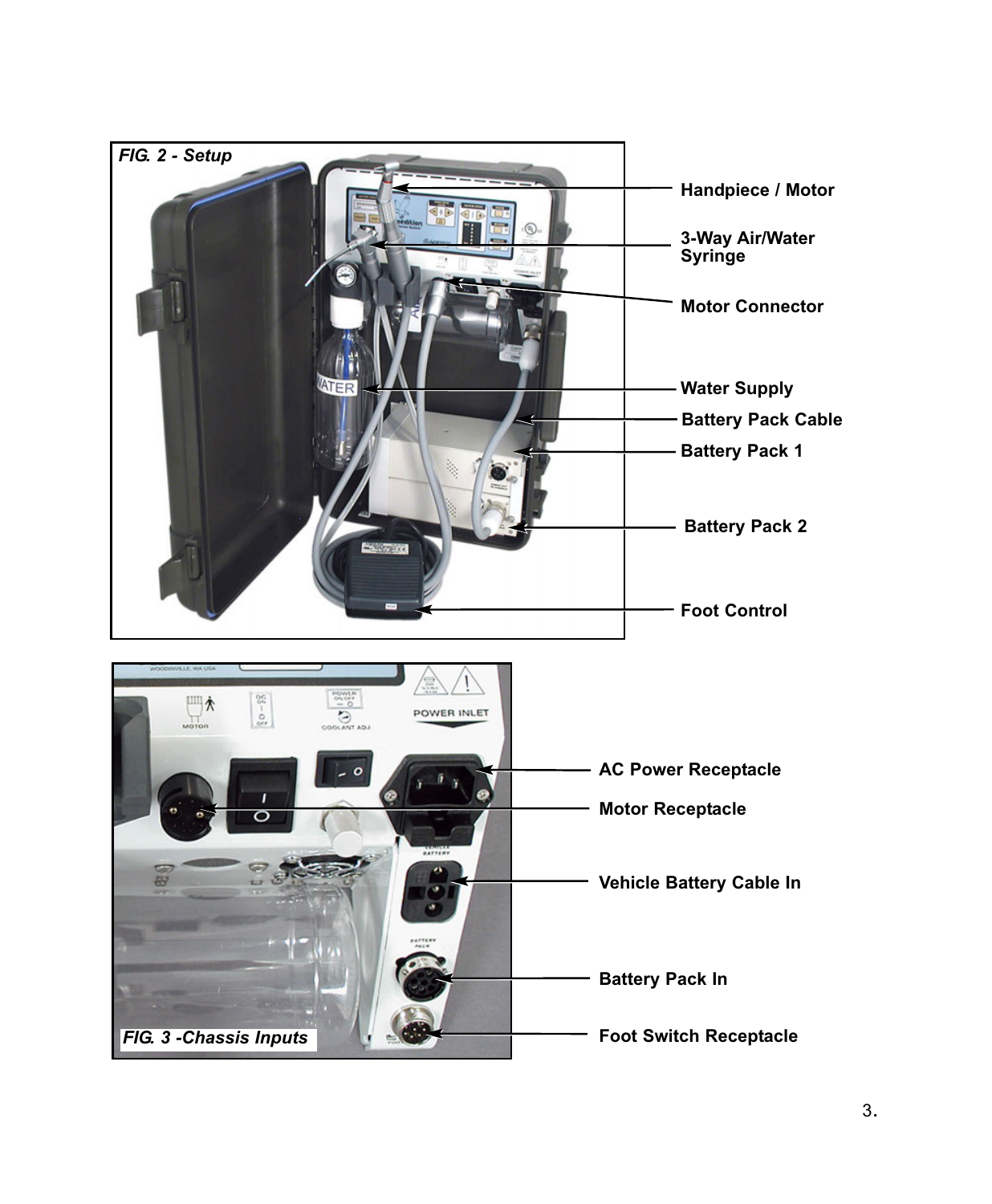FIG. 2 - Setup

Handpiece / Motor

3-Way Air/Water Syringe

Motor Connector

Water Supply

Battery Pack Cable

Battery Pack 1

Battery Pack 2

Foot Control

FIG. 3 -Chassis Inputs

AC Power Receptacle

Motor Receptacle

Vehicle Battery Cable In

Battery Pack In

Foot Switch Receptacle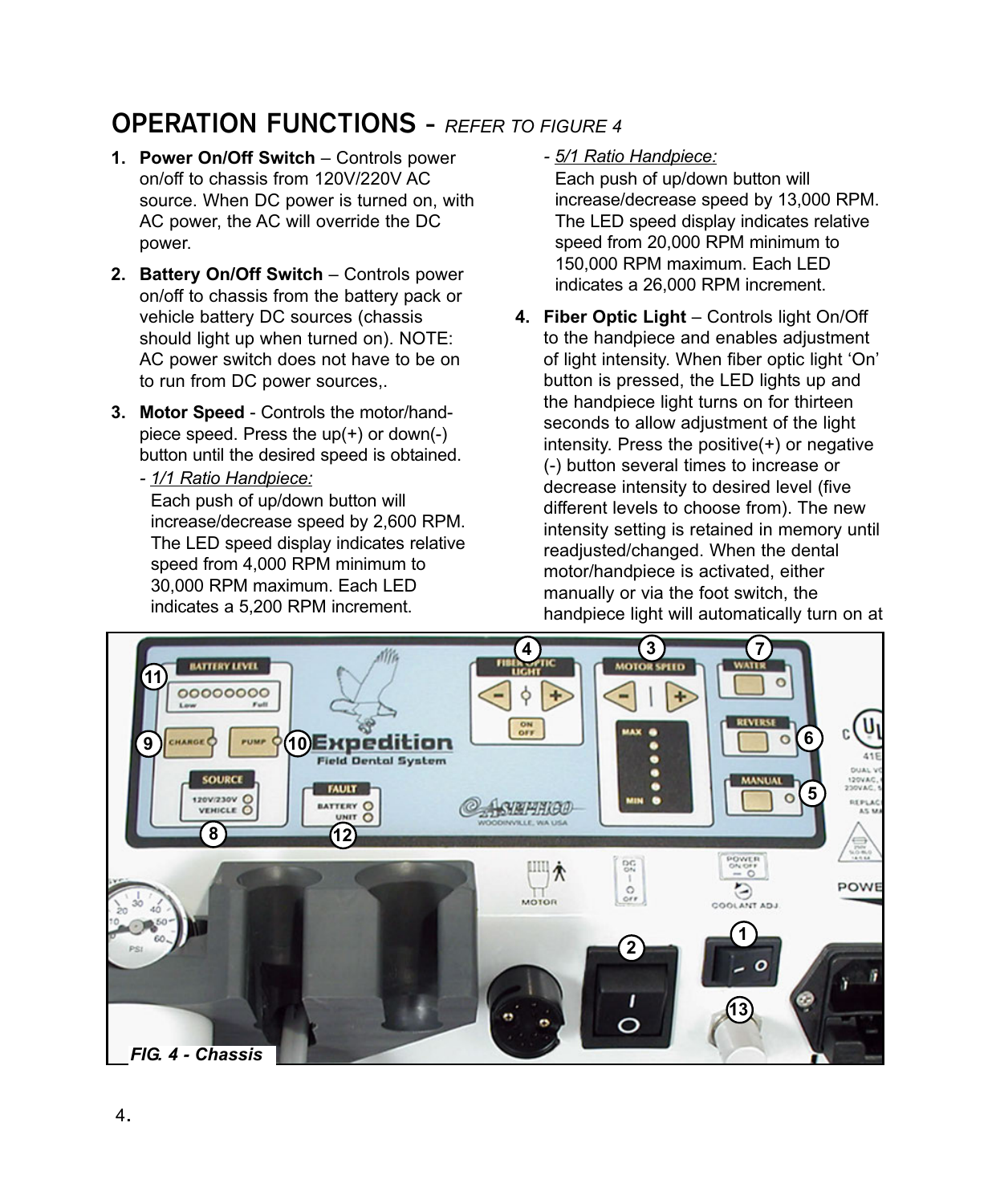## OPERATION FUNCTIONS - *REFER TO FIGURE 4*

1. **Power On/Off Switch** – Controls power on/off to chassis from 120V/220V AC source. When DC power is turned on, with AC power, the AC will override the DC power.

2. **Battery On/Off Switch** – Controls power on/off to chassis from the battery pack or vehicle battery DC sources (chassis should light up when turned on). NOTE: AC power switch does not have to be on to run from DC power sources,.

3. **Motor Speed** - Controls the motor/hand-piece speed. Press the up(+) or down(-) button until the desired speed is obtained.
   - *1/1 Ratio Handpiece:*
     Each push of up/down button will increase/decrease speed by 2,600 RPM. The LED speed display indicates relative speed from 4,000 RPM minimum to 30,000 RPM maximum. Each LED indicates a 5,200 RPM increment.
   - *5/1 Ratio Handpiece:*
     Each push of up/down button will increase/decrease speed by 13,000 RPM. The LED speed display indicates relative speed from 20,000 RPM minimum to 150,000 RPM maximum. Each LED indicates a 26,000 RPM increment.

4. **Fiber Optic Light** – Controls light On/Off to the handpiece and enables adjustment of light intensity. When fiber optic light 'On' button is pressed, the LED lights up and the handpiece light turns on for thirteen seconds to allow adjustment of the light intensity. Press the positive(+) or negative (-) button several times to increase or decrease intensity to desired level (five different levels to choose from). The new intensity setting is retained in memory until readjusted/changed. When the dental motor/handpiece is activated, either manually or via the foot switch, the handpiece light will automatically turn on at

*FIG. 4 - Chassis*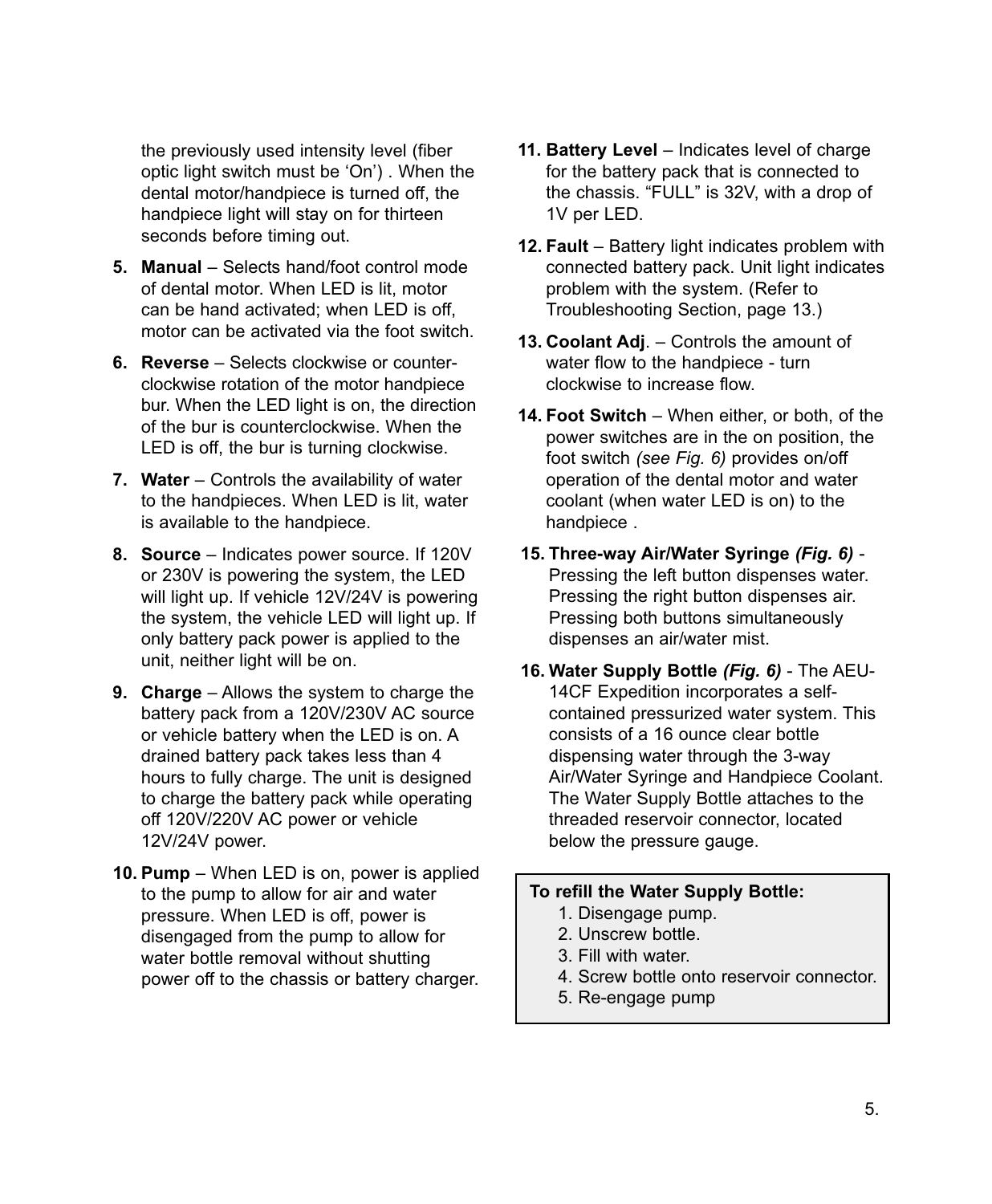the previously used intensity level (fiber optic light switch must be 'On') . When the dental motor/handpiece is turned off, the handpiece light will stay on for thirteen seconds before timing out.

5. **Manual** – Selects hand/foot control mode of dental motor. When LED is lit, motor can be hand activated; when LED is off, motor can be activated via the foot switch.

6. **Reverse** – Selects clockwise or counter-clockwise rotation of the motor handpiece bur. When the LED light is on, the direction of the bur is counterclockwise. When the LED is off, the bur is turning clockwise.

7. **Water** – Controls the availability of water to the handpieces. When LED is lit, water is available to the handpiece.

8. **Source** – Indicates power source. If 120V or 230V is powering the system, the LED will light up. If vehicle 12V/24V is powering the system, the vehicle LED will light up. If only battery pack power is applied to the unit, neither light will be on.

9. **Charge** – Allows the system to charge the battery pack from a 120V/230V AC source or vehicle battery when the LED is on. A drained battery pack takes less than 4 hours to fully charge. The unit is designed to charge the battery pack while operating off 120V/220V AC power or vehicle 12V/24V power.

10. **Pump** – When LED is on, power is applied to the pump to allow for air and water pressure. When LED is off, power is disengaged from the pump to allow for water bottle removal without shutting power off to the chassis or battery charger.

11. **Battery Level** – Indicates level of charge for the battery pack that is connected to the chassis. "FULL" is 32V, with a drop of 1V per LED.

12. **Fault** – Battery light indicates problem with connected battery pack. Unit light indicates problem with the system. (Refer to Troubleshooting Section, page 13.)

13. **Coolant Adj**. – Controls the amount of water flow to the handpiece - turn clockwise to increase flow.

14. **Foot Switch** – When either, or both, of the power switches are in the on position, the foot switch *(see Fig. 6)* provides on/off operation of the dental motor and water coolant (when water LED is on) to the handpiece .

15. **Three-way Air/Water Syringe *(Fig. 6)*** - Pressing the left button dispenses water. Pressing the right button dispenses air. Pressing both buttons simultaneously dispenses an air/water mist.

16. **Water Supply Bottle *(Fig. 6)*** - The AEU-14CF Expedition incorporates a self-contained pressurized water system. This consists of a 16 ounce clear bottle dispensing water through the 3-way Air/Water Syringe and Handpiece Coolant. The Water Supply Bottle attaches to the threaded reservoir connector, located below the pressure gauge.

**To refill the Water Supply Bottle:**

1. Disengage pump.
2. Unscrew bottle.
3. Fill with water.
4. Screw bottle onto reservoir connector.
5. Re-engage pump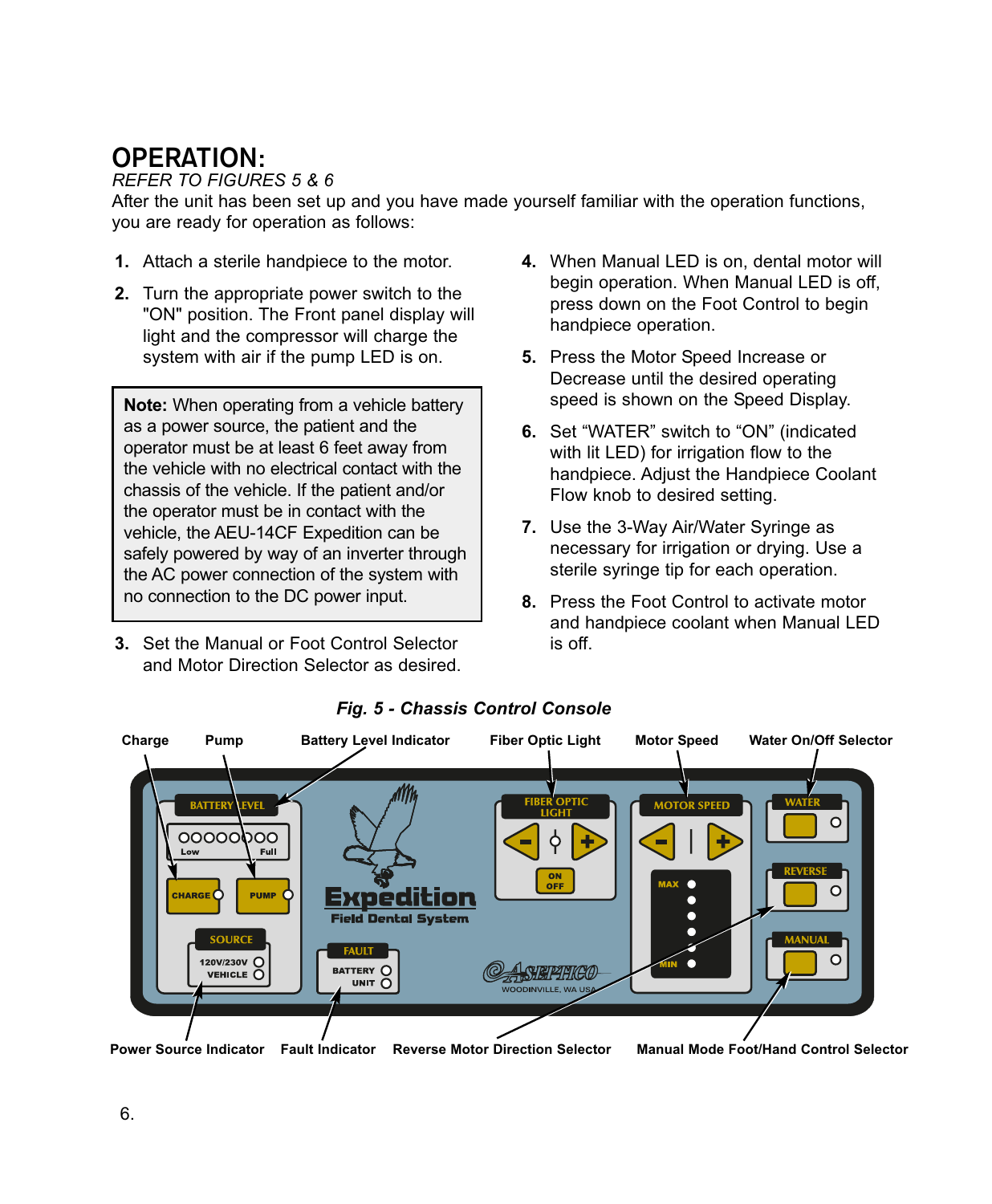# OPERATION:

*REFER TO FIGURES 5 & 6*

After the unit has been set up and you have made yourself familiar with the operation functions, you are ready for operation as follows:

1. Attach a sterile handpiece to the motor.
2. Turn the appropriate power switch to the "ON" position. The Front panel display will light and the compressor will charge the system with air if the pump LED is on.

> **Note:** When operating from a vehicle battery as a power source, the patient and the operator must be at least 6 feet away from the vehicle with no electrical contact with the chassis of the vehicle. If the patient and/or the operator must be in contact with the vehicle, the AEU-14CF Expedition can be safely powered by way of an inverter through the AC power connection of the system with no connection to the DC power input.

3. Set the Manual or Foot Control Selector and Motor Direction Selector as desired.
4. When Manual LED is on, dental motor will begin operation. When Manual LED is off, press down on the Foot Control to begin handpiece operation.
5. Press the Motor Speed Increase or Decrease until the desired operating speed is shown on the Speed Display.
6. Set "WATER" switch to "ON" (indicated with lit LED) for irrigation flow to the handpiece. Adjust the Handpiece Coolant Flow knob to desired setting.
7. Use the 3-Way Air/Water Syringe as necessary for irrigation or drying. Use a sterile syringe tip for each operation.
8. Press the Foot Control to activate motor and handpiece coolant when Manual LED is off.

***Fig. 5 - Chassis Control Console***

Charge · Pump · Battery Level Indicator · Fiber Optic Light · Motor Speed · Water On/Off Selector

BATTERY LEVEL (Low – Full) · CHARGE · PUMP · SOURCE (120V/230V, VEHICLE) · FAULT (BATTERY, UNIT) · Expedition Field Dental System · ASEPTICO WOODINVILLE, WA USA · FIBER OPTIC LIGHT (ON/OFF) · MOTOR SPEED (MAX – MIN) · WATER · REVERSE · MANUAL

Power Source Indicator · Fault Indicator · Reverse Motor Direction Selector · Manual Mode Foot/Hand Control Selector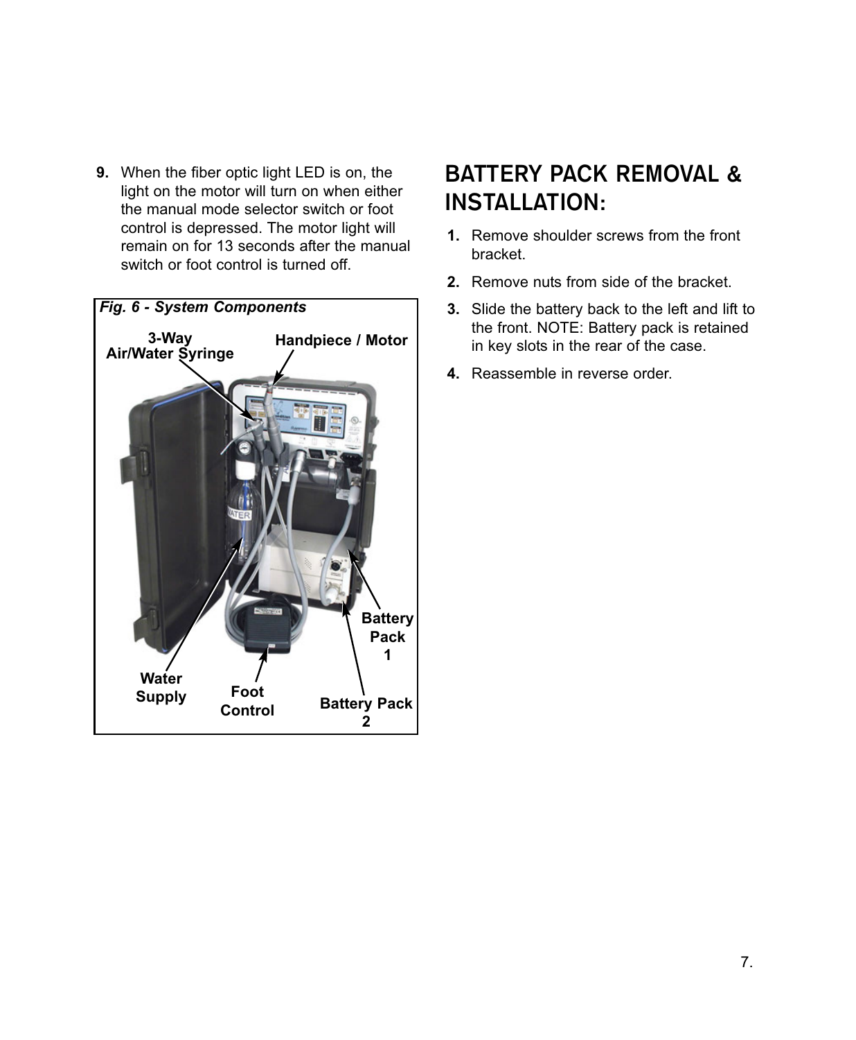9. When the fiber optic light LED is on, the light on the motor will turn on when either the manual mode selector switch or foot control is depressed. The motor light will remain on for 13 seconds after the manual switch or foot control is turned off.

***Fig. 6 - System Components***

3-Way Air/Water Syringe

Handpiece / Motor

Water Supply

Foot Control

Battery Pack 1

Battery Pack 2

## BATTERY PACK REMOVAL & INSTALLATION:

1. Remove shoulder screws from the front bracket.
2. Remove nuts from side of the bracket.
3. Slide the battery back to the left and lift to the front. NOTE: Battery pack is retained in key slots in the rear of the case.
4. Reassemble in reverse order.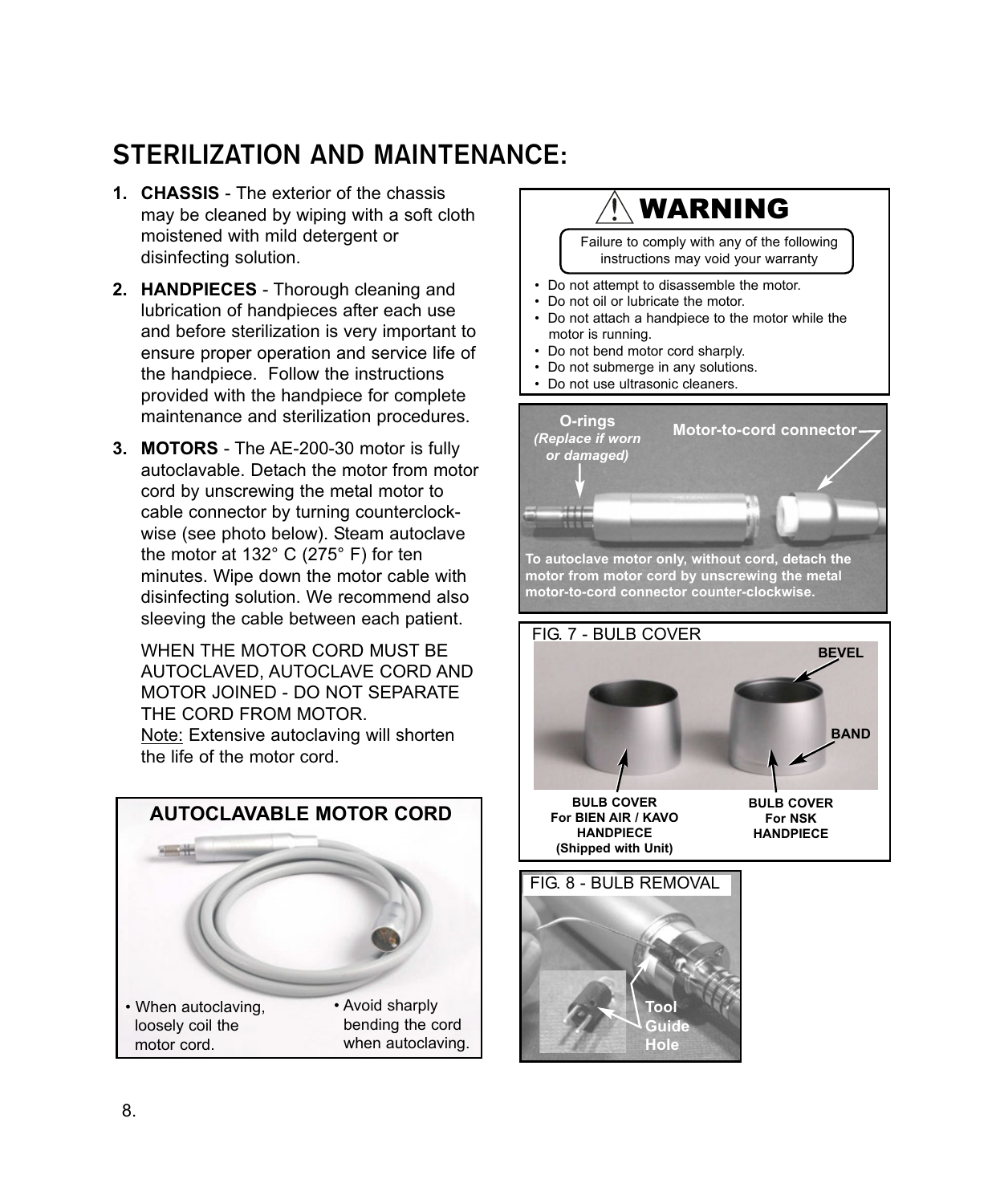# STERILIZATION AND MAINTENANCE:

1. **CHASSIS** - The exterior of the chassis may be cleaned by wiping with a soft cloth moistened with mild detergent or disinfecting solution.

2. **HANDPIECES** - Thorough cleaning and lubrication of handpieces after each use and before sterilization is very important to ensure proper operation and service life of the handpiece. Follow the instructions provided with the handpiece for complete maintenance and sterilization procedures.

3. **MOTORS** - The AE-200-30 motor is fully autoclavable. Detach the motor from motor cord by unscrewing the metal motor to cable connector by turning counterclockwise (see photo below). Steam autoclave the motor at 132° C (275° F) for ten minutes. Wipe down the motor cable with disinfecting solution. We recommend also sleeving the cable between each patient.

   WHEN THE MOTOR CORD MUST BE AUTOCLAVED, AUTOCLAVE CORD AND MOTOR JOINED - DO NOT SEPARATE THE CORD FROM MOTOR.
   Note: Extensive autoclaving will shorten the life of the motor cord.

**AUTOCLAVABLE MOTOR CORD**

- When autoclaving, loosely coil the motor cord.
- Avoid sharply bending the cord when autoclaving.

## ⚠ WARNING

Failure to comply with any of the following instructions may void your warranty

- Do not attempt to disassemble the motor.
- Do not oil or lubricate the motor.
- Do not attach a handpiece to the motor while the motor is running.
- Do not bend motor cord sharply.
- Do not submerge in any solutions.
- Do not use ultrasonic cleaners.

**O-rings** *(Replace if worn or damaged)*

**Motor-to-cord connector**

**To autoclave motor only, without cord, detach the motor from motor cord by unscrewing the metal motor-to-cord connector counter-clockwise.**

FIG. 7 - BULB COVER

**BEVEL**

**BAND**

**BULB COVER For BIEN AIR / KAVO HANDPIECE (Shipped with Unit)**

**BULB COVER For NSK HANDPIECE**

FIG. 8 - BULB REMOVAL

**Tool Guide Hole**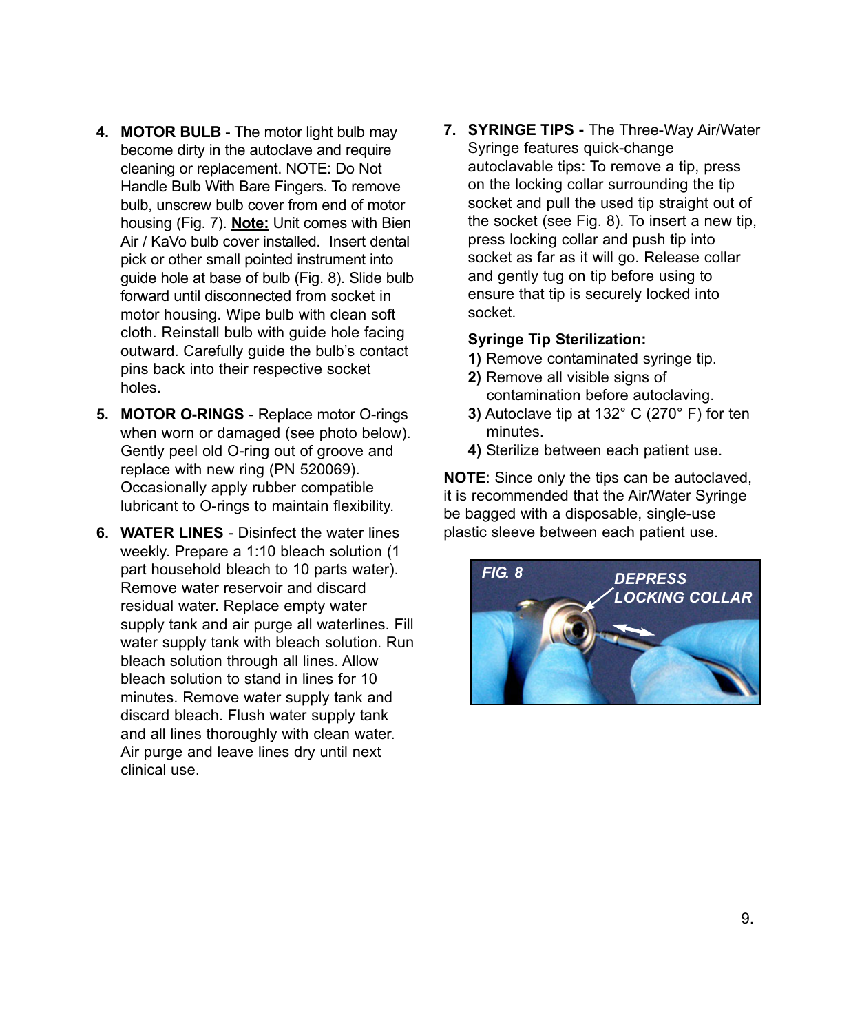4. **MOTOR BULB** - The motor light bulb may become dirty in the autoclave and require cleaning or replacement. NOTE: Do Not Handle Bulb With Bare Fingers. To remove bulb, unscrew bulb cover from end of motor housing (Fig. 7). **Note:** Unit comes with Bien Air / KaVo bulb cover installed. Insert dental pick or other small pointed instrument into guide hole at base of bulb (Fig. 8). Slide bulb forward until disconnected from socket in motor housing. Wipe bulb with clean soft cloth. Reinstall bulb with guide hole facing outward. Carefully guide the bulb's contact pins back into their respective socket holes.

5. **MOTOR O-RINGS** - Replace motor O-rings when worn or damaged (see photo below). Gently peel old O-ring out of groove and replace with new ring (PN 520069). Occasionally apply rubber compatible lubricant to O-rings to maintain flexibility.

6. **WATER LINES** - Disinfect the water lines weekly. Prepare a 1:10 bleach solution (1 part household bleach to 10 parts water). Remove water reservoir and discard residual water. Replace empty water supply tank and air purge all waterlines. Fill water supply tank with bleach solution. Run bleach solution through all lines. Allow bleach solution to stand in lines for 10 minutes. Remove water supply tank and discard bleach. Flush water supply tank and all lines thoroughly with clean water. Air purge and leave lines dry until next clinical use.

7. **SYRINGE TIPS -** The Three-Way Air/Water Syringe features quick-change autoclavable tips: To remove a tip, press on the locking collar surrounding the tip socket and pull the used tip straight out of the socket (see Fig. 8). To insert a new tip, press locking collar and push tip into socket as far as it will go. Release collar and gently tug on tip before using to ensure that tip is securely locked into socket.

   **Syringe Tip Sterilization:**

   **1)** Remove contaminated syringe tip.
   **2)** Remove all visible signs of contamination before autoclaving.
   **3)** Autoclave tip at 132° C (270° F) for ten minutes.
   **4)** Sterilize between each patient use.

**NOTE**: Since only the tips can be autoclaved, it is recommended that the Air/Water Syringe be bagged with a disposable, single-use plastic sleeve between each patient use.

*FIG. 8* — *DEPRESS LOCKING COLLAR*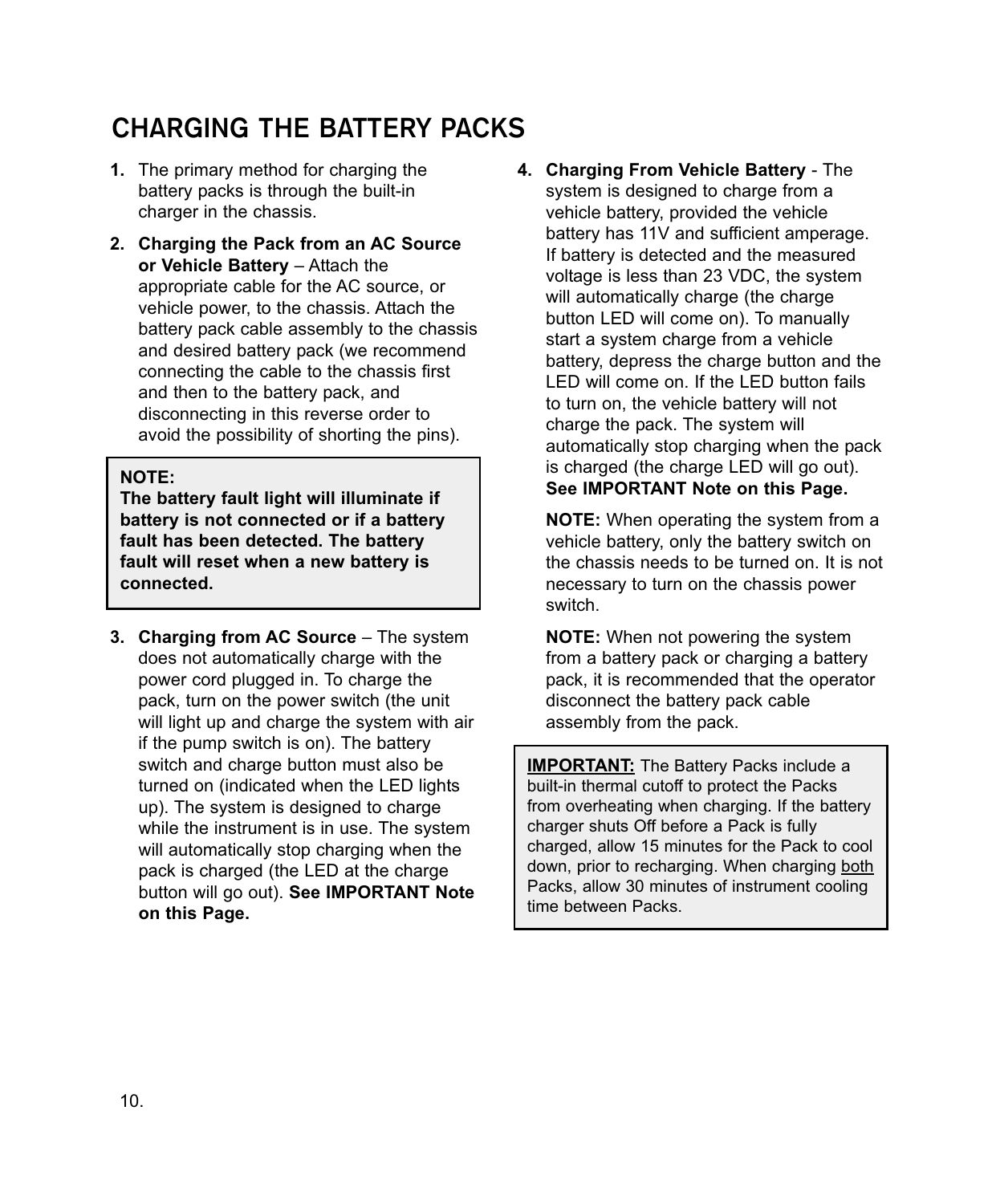# CHARGING THE BATTERY PACKS

1. The primary method for charging the battery packs is through the built-in charger in the chassis.

2. **Charging the Pack from an AC Source or Vehicle Battery** – Attach the appropriate cable for the AC source, or vehicle power, to the chassis. Attach the battery pack cable assembly to the chassis and desired battery pack (we recommend connecting the cable to the chassis first and then to the battery pack, and disconnecting in this reverse order to avoid the possibility of shorting the pins).

> **NOTE:**
> **The battery fault light will illuminate if battery is not connected or if a battery fault has been detected. The battery fault will reset when a new battery is connected.**

3. **Charging from AC Source** – The system does not automatically charge with the power cord plugged in. To charge the pack, turn on the power switch (the unit will light up and charge the system with air if the pump switch is on). The battery switch and charge button must also be turned on (indicated when the LED lights up). The system is designed to charge while the instrument is in use. The system will automatically stop charging when the pack is charged (the LED at the charge button will go out). **See IMPORTANT Note on this Page.**

4. **Charging From Vehicle Battery** - The system is designed to charge from a vehicle battery, provided the vehicle battery has 11V and sufficient amperage. If battery is detected and the measured voltage is less than 23 VDC, the system will automatically charge (the charge button LED will come on). To manually start a system charge from a vehicle battery, depress the charge button and the LED will come on. If the LED button fails to turn on, the vehicle battery will not charge the pack. The system will automatically stop charging when the pack is charged (the charge LED will go out). **See IMPORTANT Note on this Page.**

   **NOTE:** When operating the system from a vehicle battery, only the battery switch on the chassis needs to be turned on. It is not necessary to turn on the chassis power switch.

   **NOTE:** When not powering the system from a battery pack or charging a battery pack, it is recommended that the operator disconnect the battery pack cable assembly from the pack.

> **IMPORTANT:** The Battery Packs include a built-in thermal cutoff to protect the Packs from overheating when charging. If the battery charger shuts Off before a Pack is fully charged, allow 15 minutes for the Pack to cool down, prior to recharging. When charging both Packs, allow 30 minutes of instrument cooling time between Packs.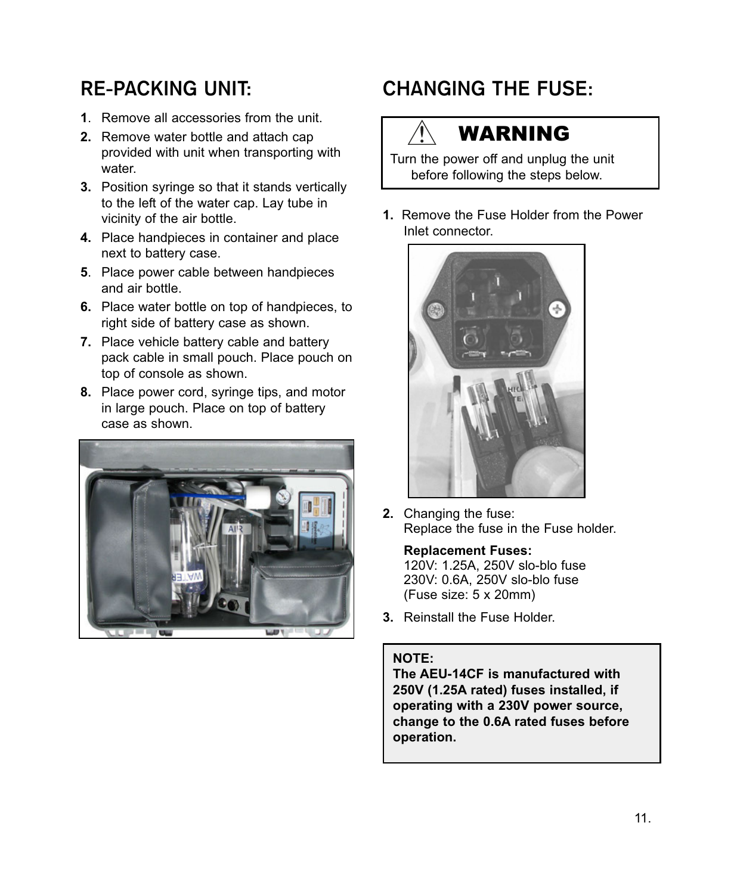## RE-PACKING UNIT:

1. Remove all accessories from the unit.
2. Remove water bottle and attach cap provided with unit when transporting with water.
3. Position syringe so that it stands vertically to the left of the water cap. Lay tube in vicinity of the air bottle.
4. Place handpieces in container and place next to battery case.
5. Place power cable between handpieces and air bottle.
6. Place water bottle on top of handpieces, to right side of battery case as shown.
7. Place vehicle battery cable and battery pack cable in small pouch. Place pouch on top of console as shown.
8. Place power cord, syringe tips, and motor in large pouch. Place on top of battery case as shown.

## CHANGING THE FUSE:

> **⚠ WARNING**
>
> Turn the power off and unplug the unit before following the steps below.

1. Remove the Fuse Holder from the Power Inlet connector.
2. Changing the fuse:
   Replace the fuse in the Fuse holder.

   **Replacement Fuses:**
   120V: 1.25A, 250V slo-blo fuse
   230V: 0.6A, 250V slo-blo fuse
   (Fuse size: 5 x 20mm)
3. Reinstall the Fuse Holder.

> **NOTE:**
> **The AEU-14CF is manufactured with 250V (1.25A rated) fuses installed, if operating with a 230V power source, change to the 0.6A rated fuses before operation.**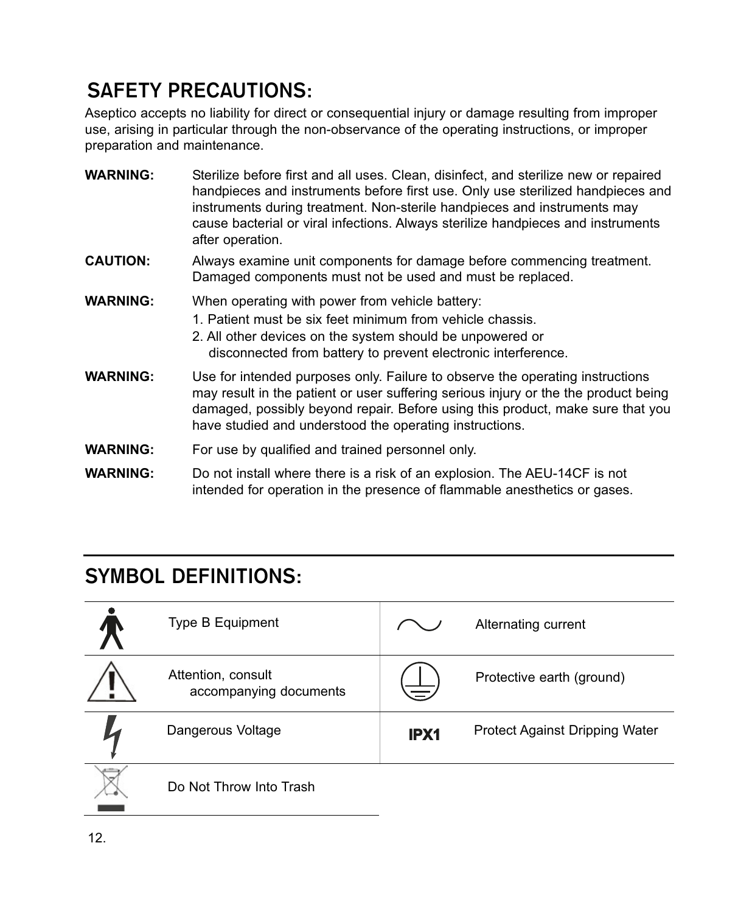## SAFETY PRECAUTIONS:

Aseptico accepts no liability for direct or consequential injury or damage resulting from improper use, arising in particular through the non-observance of the operating instructions, or improper preparation and maintenance.

**WARNING:** Sterilize before first and all uses. Clean, disinfect, and sterilize new or repaired handpieces and instruments before first use. Only use sterilized handpieces and instruments during treatment. Non-sterile handpieces and instruments may cause bacterial or viral infections. Always sterilize handpieces and instruments after operation.

**CAUTION:** Always examine unit components for damage before commencing treatment. Damaged components must not be used and must be replaced.

**WARNING:** When operating with power from vehicle battery:

1. Patient must be six feet minimum from vehicle chassis.
2. All other devices on the system should be unpowered or disconnected from battery to prevent electronic interference.

**WARNING:** Use for intended purposes only. Failure to observe the operating instructions may result in the patient or user suffering serious injury or the the product being damaged, possibly beyond repair. Before using this product, make sure that you have studied and understood the operating instructions.

**WARNING:** For use by qualified and trained personnel only.

**WARNING:** Do not install where there is a risk of an explosion. The AEU-14CF is not intended for operation in the presence of flammable anesthetics or gases.

## SYMBOL DEFINITIONS:

| Symbol | Definition | Symbol | Definition |
|---|---|---|---|
| | Type B Equipment | | Alternating current |
| | Attention, consult accompanying documents | | Protective earth (ground) |
| | Dangerous Voltage | IPX1 | Protect Against Dripping Water |
| | Do Not Throw Into Trash | | |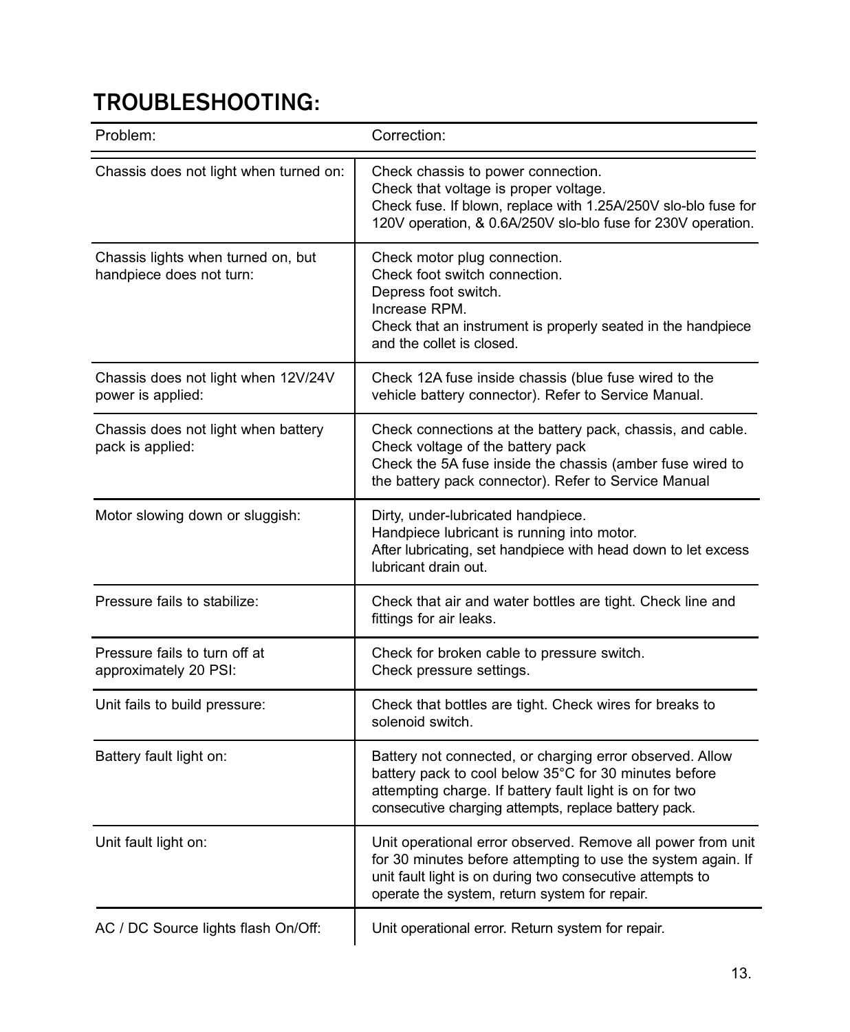## TROUBLESHOOTING:

| Problem: | Correction: |
|---|---|
| Chassis does not light when turned on: | Check chassis to power connection.<br>Check that voltage is proper voltage.<br>Check fuse. If blown, replace with 1.25A/250V slo-blo fuse for 120V operation, & 0.6A/250V slo-blo fuse for 230V operation. |
| Chassis lights when turned on, but handpiece does not turn: | Check motor plug connection.<br>Check foot switch connection.<br>Depress foot switch.<br>Increase RPM.<br>Check that an instrument is properly seated in the handpiece and the collet is closed. |
| Chassis does not light when 12V/24V power is applied: | Check 12A fuse inside chassis (blue fuse wired to the vehicle battery connector). Refer to Service Manual. |
| Chassis does not light when battery pack is applied: | Check connections at the battery pack, chassis, and cable.<br>Check voltage of the battery pack<br>Check the 5A fuse inside the chassis (amber fuse wired to the battery pack connector). Refer to Service Manual |
| Motor slowing down or sluggish: | Dirty, under-lubricated handpiece.<br>Handpiece lubricant is running into motor.<br>After lubricating, set handpiece with head down to let excess lubricant drain out. |
| Pressure fails to stabilize: | Check that air and water bottles are tight. Check line and fittings for air leaks. |
| Pressure fails to turn off at approximately 20 PSI: | Check for broken cable to pressure switch.<br>Check pressure settings. |
| Unit fails to build pressure: | Check that bottles are tight. Check wires for breaks to solenoid switch. |
| Battery fault light on: | Battery not connected, or charging error observed. Allow battery pack to cool below 35°C for 30 minutes before attempting charge. If battery fault light is on for two consecutive charging attempts, replace battery pack. |
| Unit fault light on: | Unit operational error observed. Remove all power from unit for 30 minutes before attempting to use the system again. If unit fault light is on during two consecutive attempts to operate the system, return system for repair. |
| AC / DC Source lights flash On/Off: | Unit operational error. Return system for repair. |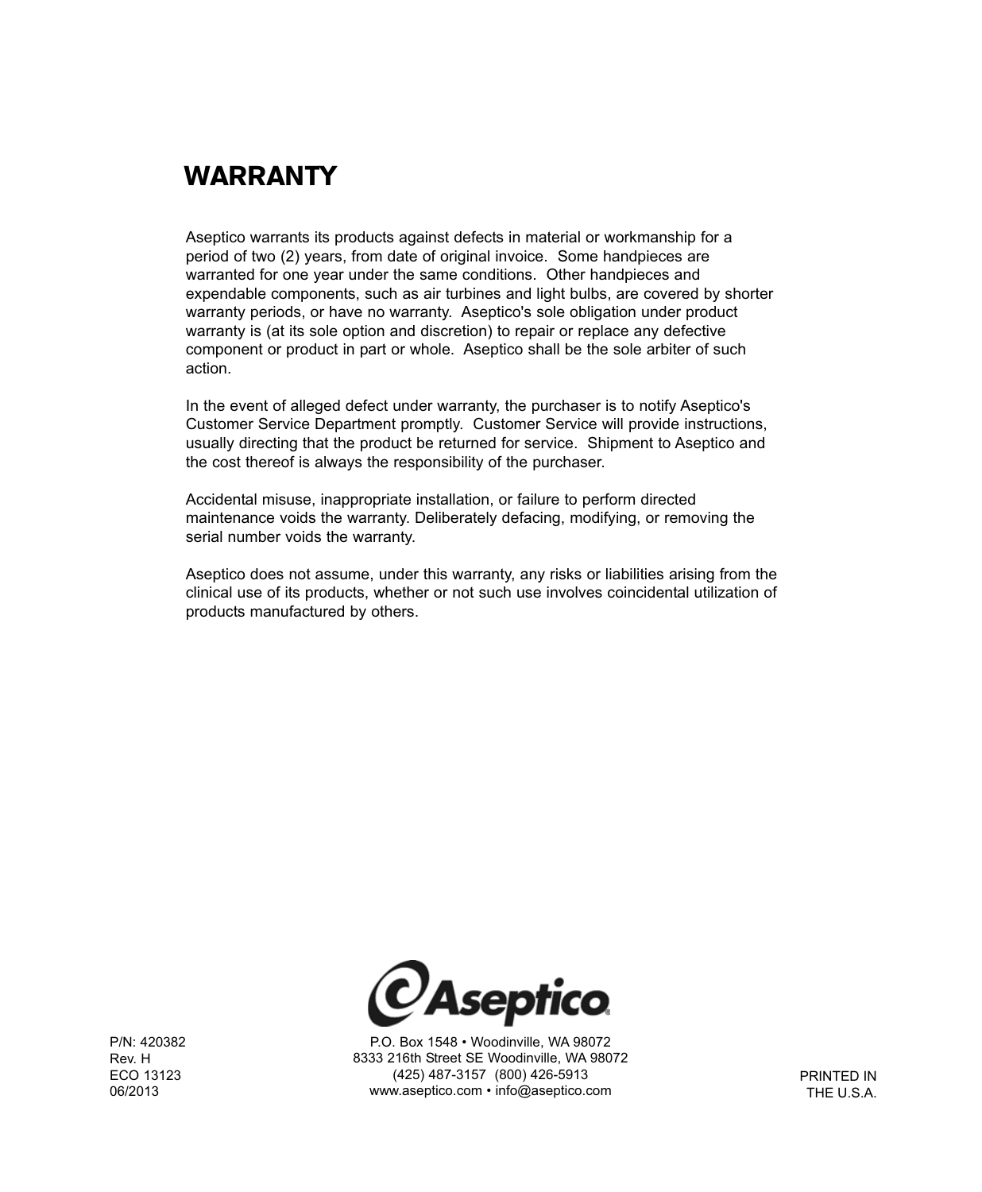# WARRANTY

Aseptico warrants its products against defects in material or workmanship for a period of two (2) years, from date of original invoice.  Some handpieces are warranted for one year under the same conditions.  Other handpieces and expendable components, such as air turbines and light bulbs, are covered by shorter warranty periods, or have no warranty.  Aseptico's sole obligation under product warranty is (at its sole option and discretion) to repair or replace any defective component or product in part or whole.  Aseptico shall be the sole arbiter of such action.

In the event of alleged defect under warranty, the purchaser is to notify Aseptico's Customer Service Department promptly.  Customer Service will provide instructions, usually directing that the product be returned for service.  Shipment to Aseptico and the cost thereof is always the responsibility of the purchaser.

Accidental misuse, inappropriate installation, or failure to perform directed maintenance voids the warranty. Deliberately defacing, modifying, or removing the serial number voids the warranty.

Aseptico does not assume, under this warranty, any risks or liabilities arising from the clinical use of its products, whether or not such use involves coincidental utilization of products manufactured by others.

Aseptico

P.O. Box 1548 • Woodinville, WA 98072
8333 216th Street SE Woodinville, WA 98072
(425) 487-3157  (800) 426-5913
www.aseptico.com • info@aseptico.com

P/N: 420382
Rev. H
ECO 13123
06/2013

PRINTED IN THE U.S.A.